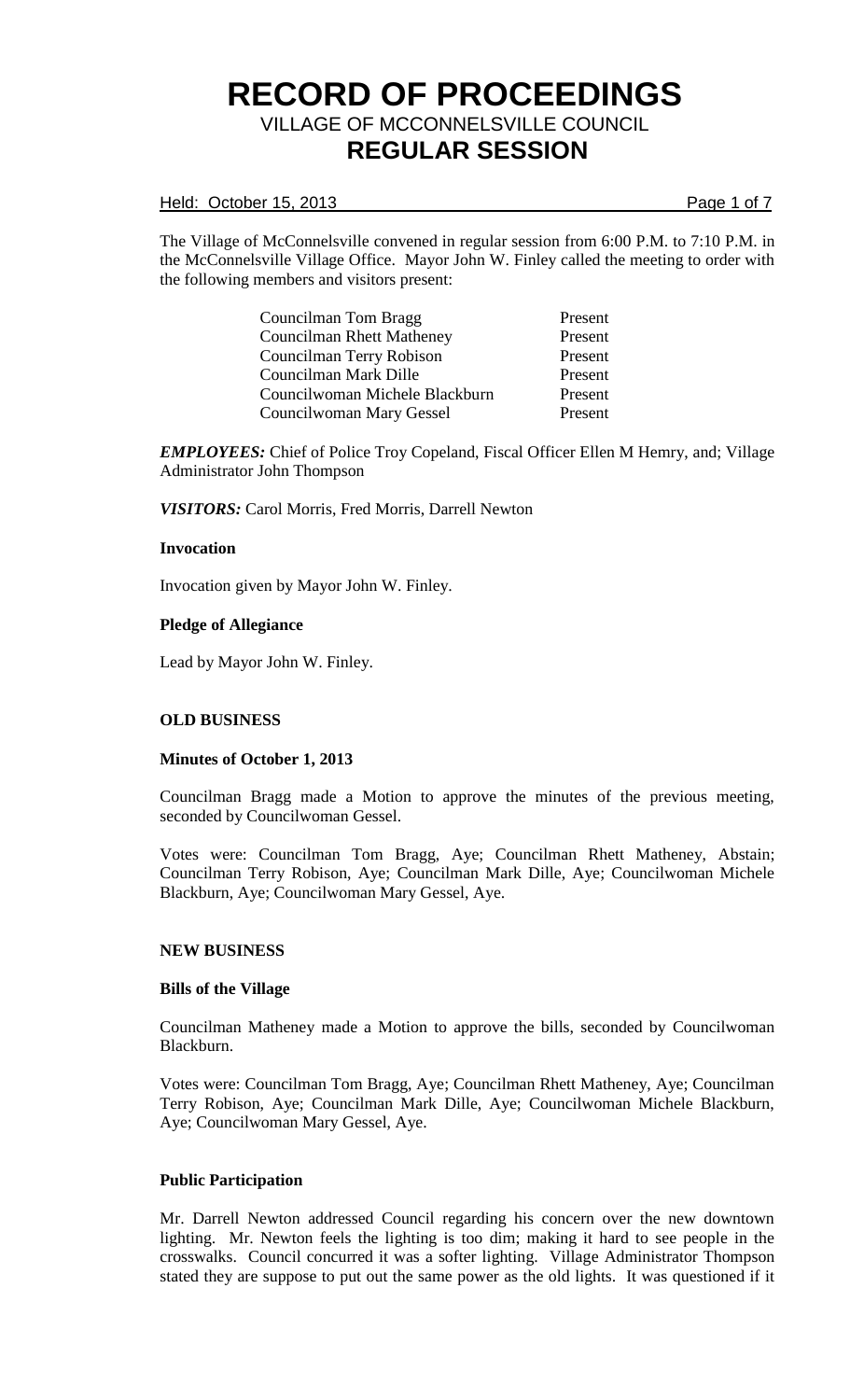# RECORD OF PROCEEDINGS

## VILLAGE OF MCCONNELSVILLE COUNCIL

## REGULAR SESSION

Held: October 15, 2013

The Village of McConnelsville convened in regular session from 6:00 P.M. to 7:10 P.M. in the McConnelsville Village Office. Mayor John W. Finley called the meeting to order with the following members and visitors present:

| | |
|---|---|
| Councilman Tom Bragg | Present |
| Councilman Rhett Matheney | Present |
| Councilman Terry Robison | Present |
| Councilman Mark Dille | Present |
| Councilwoman Michele Blackburn | Present |
| Councilwoman Mary Gessel | Present |

***EMPLOYEES:*** Chief of Police Troy Copeland, Fiscal Officer Ellen M Hemry, and; Village Administrator John Thompson

***VISITORS:*** Carol Morris, Fred Morris, Darrell Newton

**Invocation**

Invocation given by Mayor John W. Finley.

**Pledge of Allegiance**

Lead by Mayor John W. Finley.

**OLD BUSINESS**

**Minutes of October 1, 2013**

Councilman Bragg made a Motion to approve the minutes of the previous meeting, seconded by Councilwoman Gessel.

Votes were: Councilman Tom Bragg, Aye; Councilman Rhett Matheney, Abstain; Councilman Terry Robison, Aye; Councilman Mark Dille, Aye; Councilwoman Michele Blackburn, Aye; Councilwoman Mary Gessel, Aye.

**NEW BUSINESS**

**Bills of the Village**

Councilman Matheney made a Motion to approve the bills, seconded by Councilwoman Blackburn.

Votes were: Councilman Tom Bragg, Aye; Councilman Rhett Matheney, Aye; Councilman Terry Robison, Aye; Councilman Mark Dille, Aye; Councilwoman Michele Blackburn, Aye; Councilwoman Mary Gessel, Aye.

**Public Participation**

Mr. Darrell Newton addressed Council regarding his concern over the new downtown lighting. Mr. Newton feels the lighting is too dim; making it hard to see people in the crosswalks. Council concurred it was a softer lighting. Village Administrator Thompson stated they are suppose to put out the same power as the old lights. It was questioned if it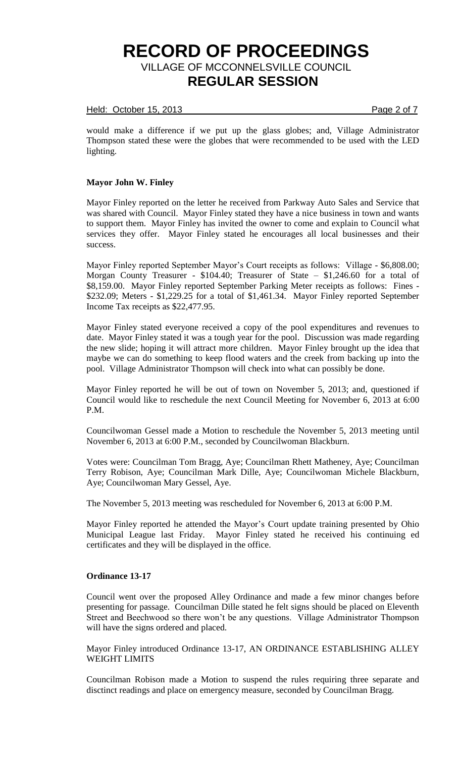would make a difference if we put up the glass globes; and, Village Administrator Thompson stated these were the globes that were recommended to be used with the LED lighting.

**Mayor John W. Finley**

Mayor Finley reported on the letter he received from Parkway Auto Sales and Service that was shared with Council. Mayor Finley stated they have a nice business in town and wants to support them. Mayor Finley has invited the owner to come and explain to Council what services they offer. Mayor Finley stated he encourages all local businesses and their success.

Mayor Finley reported September Mayor's Court receipts as follows: Village - $6,808.00; Morgan County Treasurer - $104.40; Treasurer of State – $1,246.60 for a total of $8,159.00. Mayor Finley reported September Parking Meter receipts as follows: Fines - $232.09; Meters - $1,229.25 for a total of $1,461.34. Mayor Finley reported September Income Tax receipts as $22,477.95.

Mayor Finley stated everyone received a copy of the pool expenditures and revenues to date. Mayor Finley stated it was a tough year for the pool. Discussion was made regarding the new slide; hoping it will attract more children. Mayor Finley brought up the idea that maybe we can do something to keep flood waters and the creek from backing up into the pool. Village Administrator Thompson will check into what can possibly be done.

Mayor Finley reported he will be out of town on November 5, 2013; and, questioned if Council would like to reschedule the next Council Meeting for November 6, 2013 at 6:00 P.M.

Councilwoman Gessel made a Motion to reschedule the November 5, 2013 meeting until November 6, 2013 at 6:00 P.M., seconded by Councilwoman Blackburn.

Votes were: Councilman Tom Bragg, Aye; Councilman Rhett Matheney, Aye; Councilman Terry Robison, Aye; Councilman Mark Dille, Aye; Councilwoman Michele Blackburn, Aye; Councilwoman Mary Gessel, Aye.

The November 5, 2013 meeting was rescheduled for November 6, 2013 at 6:00 P.M.

Mayor Finley reported he attended the Mayor's Court update training presented by Ohio Municipal League last Friday. Mayor Finley stated he received his continuing ed certificates and they will be displayed in the office.

**Ordinance 13-17**

Council went over the proposed Alley Ordinance and made a few minor changes before presenting for passage. Councilman Dille stated he felt signs should be placed on Eleventh Street and Beechwood so there won't be any questions. Village Administrator Thompson will have the signs ordered and placed.

Mayor Finley introduced Ordinance 13-17, AN ORDINANCE ESTABLISHING ALLEY WEIGHT LIMITS

Councilman Robison made a Motion to suspend the rules requiring three separate and disctinct readings and place on emergency measure, seconded by Councilman Bragg.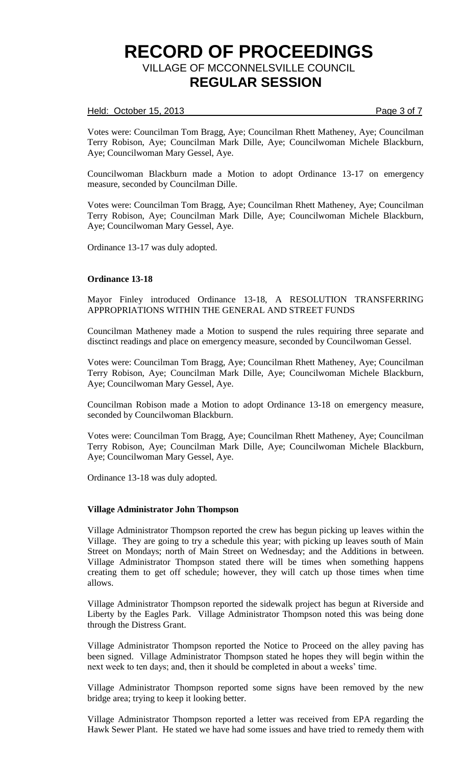Votes were: Councilman Tom Bragg, Aye; Councilman Rhett Matheney, Aye; Councilman Terry Robison, Aye; Councilman Mark Dille, Aye; Councilwoman Michele Blackburn, Aye; Councilwoman Mary Gessel, Aye.

Councilwoman Blackburn made a Motion to adopt Ordinance 13-17 on emergency measure, seconded by Councilman Dille.

Votes were: Councilman Tom Bragg, Aye; Councilman Rhett Matheney, Aye; Councilman Terry Robison, Aye; Councilman Mark Dille, Aye; Councilwoman Michele Blackburn, Aye; Councilwoman Mary Gessel, Aye.

Ordinance 13-17 was duly adopted.

**Ordinance 13-18**

Mayor Finley introduced Ordinance 13-18, A RESOLUTION TRANSFERRING APPROPRIATIONS WITHIN THE GENERAL AND STREET FUNDS

Councilman Matheney made a Motion to suspend the rules requiring three separate and disctinct readings and place on emergency measure, seconded by Councilwoman Gessel.

Votes were: Councilman Tom Bragg, Aye; Councilman Rhett Matheney, Aye; Councilman Terry Robison, Aye; Councilman Mark Dille, Aye; Councilwoman Michele Blackburn, Aye; Councilwoman Mary Gessel, Aye.

Councilman Robison made a Motion to adopt Ordinance 13-18 on emergency measure, seconded by Councilwoman Blackburn.

Votes were: Councilman Tom Bragg, Aye; Councilman Rhett Matheney, Aye; Councilman Terry Robison, Aye; Councilman Mark Dille, Aye; Councilwoman Michele Blackburn, Aye; Councilwoman Mary Gessel, Aye.

Ordinance 13-18 was duly adopted.

**Village Administrator John Thompson**

Village Administrator Thompson reported the crew has begun picking up leaves within the Village. They are going to try a schedule this year; with picking up leaves south of Main Street on Mondays; north of Main Street on Wednesday; and the Additions in between. Village Administrator Thompson stated there will be times when something happens creating them to get off schedule; however, they will catch up those times when time allows.

Village Administrator Thompson reported the sidewalk project has begun at Riverside and Liberty by the Eagles Park. Village Administrator Thompson noted this was being done through the Distress Grant.

Village Administrator Thompson reported the Notice to Proceed on the alley paving has been signed. Village Administrator Thompson stated he hopes they will begin within the next week to ten days; and, then it should be completed in about a weeks' time.

Village Administrator Thompson reported some signs have been removed by the new bridge area; trying to keep it looking better.

Village Administrator Thompson reported a letter was received from EPA regarding the Hawk Sewer Plant. He stated we have had some issues and have tried to remedy them with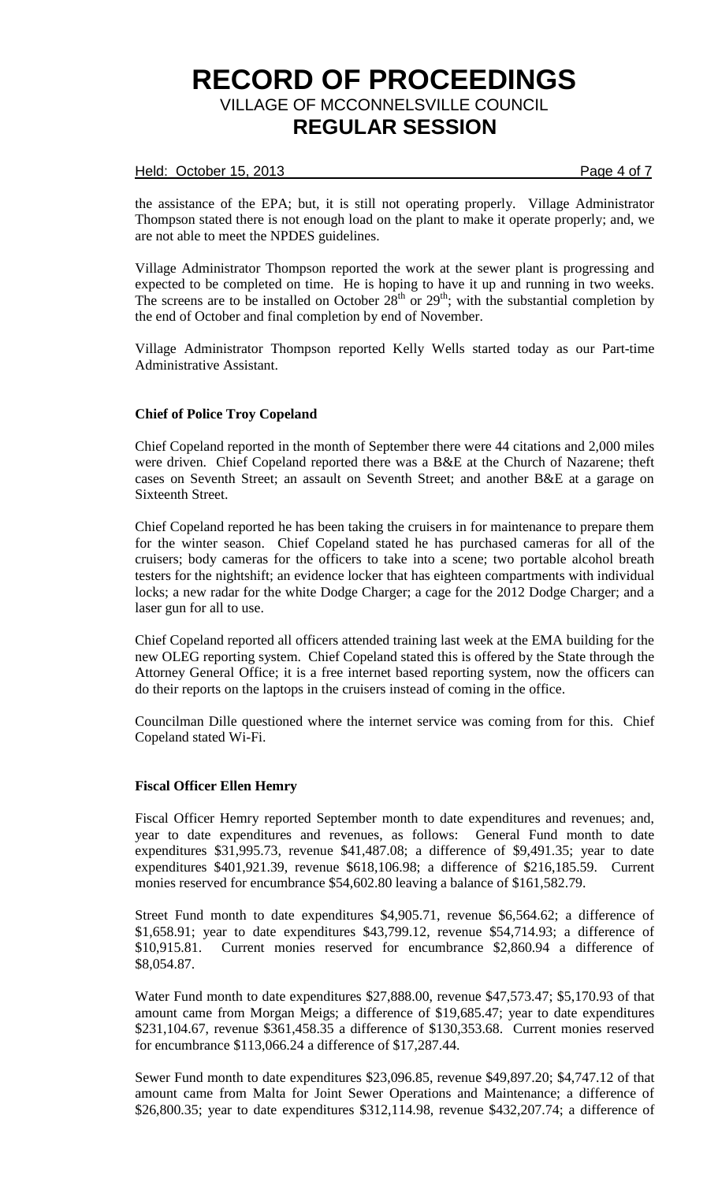the assistance of the EPA; but, it is still not operating properly. Village Administrator Thompson stated there is not enough load on the plant to make it operate properly; and, we are not able to meet the NPDES guidelines.

Village Administrator Thompson reported the work at the sewer plant is progressing and expected to be completed on time. He is hoping to have it up and running in two weeks. The screens are to be installed on October 28th or 29th; with the substantial completion by the end of October and final completion by end of November.

Village Administrator Thompson reported Kelly Wells started today as our Part-time Administrative Assistant.

**Chief of Police Troy Copeland**

Chief Copeland reported in the month of September there were 44 citations and 2,000 miles were driven. Chief Copeland reported there was a B&E at the Church of Nazarene; theft cases on Seventh Street; an assault on Seventh Street; and another B&E at a garage on Sixteenth Street.

Chief Copeland reported he has been taking the cruisers in for maintenance to prepare them for the winter season. Chief Copeland stated he has purchased cameras for all of the cruisers; body cameras for the officers to take into a scene; two portable alcohol breath testers for the nightshift; an evidence locker that has eighteen compartments with individual locks; a new radar for the white Dodge Charger; a cage for the 2012 Dodge Charger; and a laser gun for all to use.

Chief Copeland reported all officers attended training last week at the EMA building for the new OLEG reporting system. Chief Copeland stated this is offered by the State through the Attorney General Office; it is a free internet based reporting system, now the officers can do their reports on the laptops in the cruisers instead of coming in the office.

Councilman Dille questioned where the internet service was coming from for this. Chief Copeland stated Wi-Fi.

**Fiscal Officer Ellen Hemry**

Fiscal Officer Hemry reported September month to date expenditures and revenues; and, year to date expenditures and revenues, as follows: General Fund month to date expenditures $31,995.73, revenue $41,487.08; a difference of $9,491.35; year to date expenditures $401,921.39, revenue $618,106.98; a difference of $216,185.59. Current monies reserved for encumbrance $54,602.80 leaving a balance of $161,582.79.

Street Fund month to date expenditures $4,905.71, revenue $6,564.62; a difference of $1,658.91; year to date expenditures $43,799.12, revenue $54,714.93; a difference of $10,915.81. Current monies reserved for encumbrance $2,860.94 a difference of $8,054.87.

Water Fund month to date expenditures $27,888.00, revenue $47,573.47; $5,170.93 of that amount came from Morgan Meigs; a difference of $19,685.47; year to date expenditures $231,104.67, revenue $361,458.35 a difference of $130,353.68. Current monies reserved for encumbrance $113,066.24 a difference of $17,287.44.

Sewer Fund month to date expenditures $23,096.85, revenue $49,897.20; $4,747.12 of that amount came from Malta for Joint Sewer Operations and Maintenance; a difference of $26,800.35; year to date expenditures $312,114.98, revenue $432,207.74; a difference of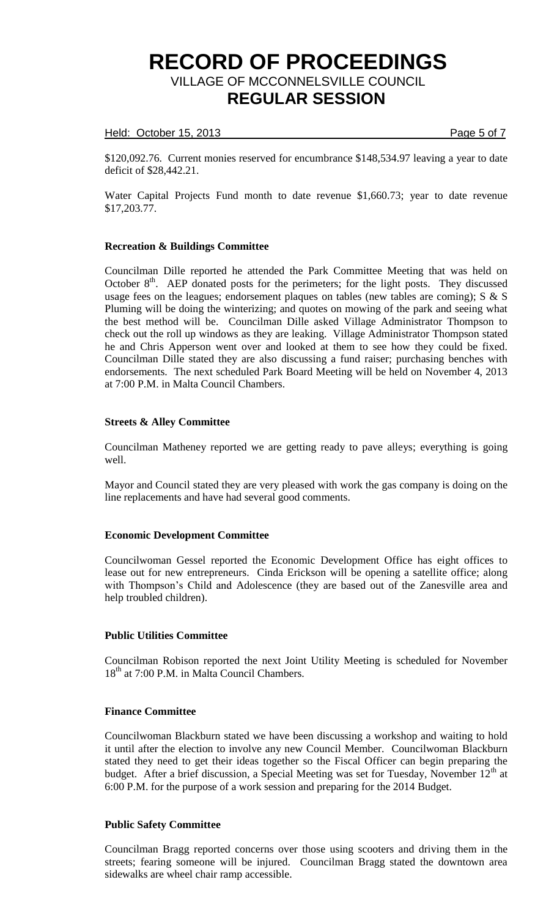\$120,092.76. Current monies reserved for encumbrance \$148,534.97 leaving a year to date deficit of \$28,442.21.

Water Capital Projects Fund month to date revenue \$1,660.73; year to date revenue \$17,203.77.

**Recreation & Buildings Committee**

Councilman Dille reported he attended the Park Committee Meeting that was held on October 8th. AEP donated posts for the perimeters; for the light posts. They discussed usage fees on the leagues; endorsement plaques on tables (new tables are coming); S & S Pluming will be doing the winterizing; and quotes on mowing of the park and seeing what the best method will be. Councilman Dille asked Village Administrator Thompson to check out the roll up windows as they are leaking. Village Administrator Thompson stated he and Chris Apperson went over and looked at them to see how they could be fixed. Councilman Dille stated they are also discussing a fund raiser; purchasing benches with endorsements. The next scheduled Park Board Meeting will be held on November 4, 2013 at 7:00 P.M. in Malta Council Chambers.

**Streets & Alley Committee**

Councilman Matheney reported we are getting ready to pave alleys; everything is going well.

Mayor and Council stated they are very pleased with work the gas company is doing on the line replacements and have had several good comments.

**Economic Development Committee**

Councilwoman Gessel reported the Economic Development Office has eight offices to lease out for new entrepreneurs. Cinda Erickson will be opening a satellite office; along with Thompson's Child and Adolescence (they are based out of the Zanesville area and help troubled children).

**Public Utilities Committee**

Councilman Robison reported the next Joint Utility Meeting is scheduled for November 18th at 7:00 P.M. in Malta Council Chambers.

**Finance Committee**

Councilwoman Blackburn stated we have been discussing a workshop and waiting to hold it until after the election to involve any new Council Member. Councilwoman Blackburn stated they need to get their ideas together so the Fiscal Officer can begin preparing the budget. After a brief discussion, a Special Meeting was set for Tuesday, November 12th at 6:00 P.M. for the purpose of a work session and preparing for the 2014 Budget.

**Public Safety Committee**

Councilman Bragg reported concerns over those using scooters and driving them in the streets; fearing someone will be injured. Councilman Bragg stated the downtown area sidewalks are wheel chair ramp accessible.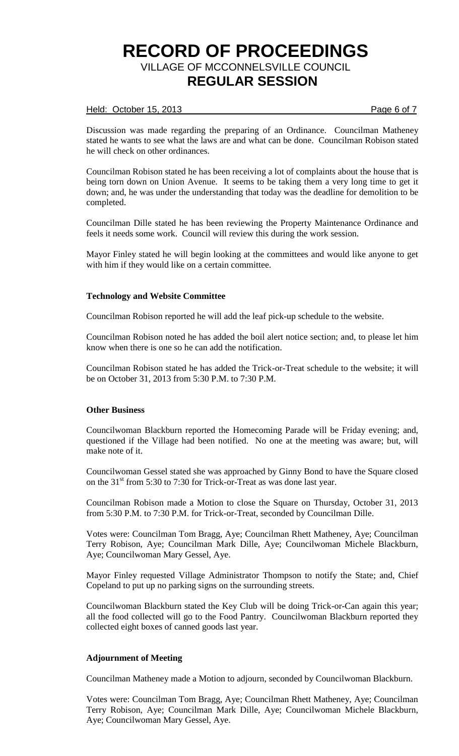Discussion was made regarding the preparing of an Ordinance. Councilman Matheney stated he wants to see what the laws are and what can be done. Councilman Robison stated he will check on other ordinances.

Councilman Robison stated he has been receiving a lot of complaints about the house that is being torn down on Union Avenue. It seems to be taking them a very long time to get it down; and, he was under the understanding that today was the deadline for demolition to be completed.

Councilman Dille stated he has been reviewing the Property Maintenance Ordinance and feels it needs some work. Council will review this during the work session.

Mayor Finley stated he will begin looking at the committees and would like anyone to get with him if they would like on a certain committee.

**Technology and Website Committee**

Councilman Robison reported he will add the leaf pick-up schedule to the website.

Councilman Robison noted he has added the boil alert notice section; and, to please let him know when there is one so he can add the notification.

Councilman Robison stated he has added the Trick-or-Treat schedule to the website; it will be on October 31, 2013 from 5:30 P.M. to 7:30 P.M.

**Other Business**

Councilwoman Blackburn reported the Homecoming Parade will be Friday evening; and, questioned if the Village had been notified. No one at the meeting was aware; but, will make note of it.

Councilwoman Gessel stated she was approached by Ginny Bond to have the Square closed on the 31st from 5:30 to 7:30 for Trick-or-Treat as was done last year.

Councilman Robison made a Motion to close the Square on Thursday, October 31, 2013 from 5:30 P.M. to 7:30 P.M. for Trick-or-Treat, seconded by Councilman Dille.

Votes were: Councilman Tom Bragg, Aye; Councilman Rhett Matheney, Aye; Councilman Terry Robison, Aye; Councilman Mark Dille, Aye; Councilwoman Michele Blackburn, Aye; Councilwoman Mary Gessel, Aye.

Mayor Finley requested Village Administrator Thompson to notify the State; and, Chief Copeland to put up no parking signs on the surrounding streets.

Councilwoman Blackburn stated the Key Club will be doing Trick-or-Can again this year; all the food collected will go to the Food Pantry. Councilwoman Blackburn reported they collected eight boxes of canned goods last year.

**Adjournment of Meeting**

Councilman Matheney made a Motion to adjourn, seconded by Councilwoman Blackburn.

Votes were: Councilman Tom Bragg, Aye; Councilman Rhett Matheney, Aye; Councilman Terry Robison, Aye; Councilman Mark Dille, Aye; Councilwoman Michele Blackburn, Aye; Councilwoman Mary Gessel, Aye.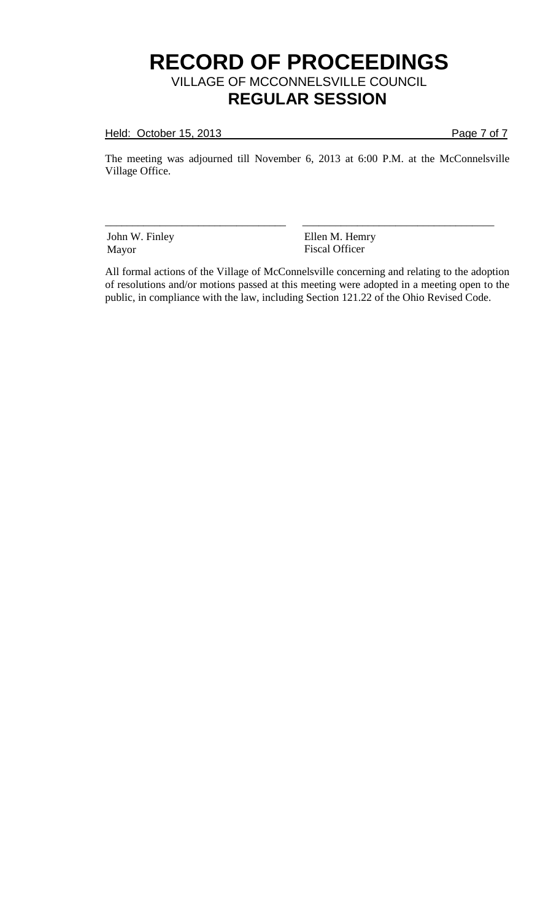The meeting was adjourned till November 6, 2013 at 6:00 P.M. at the McConnelsville Village Office.

| | |
|---|---|
| \_\_\_\_\_\_\_\_\_\_\_\_\_\_\_\_\_\_\_\_\_\_\_\_\_\_\_\_\_\_\_\_ | \_\_\_\_\_\_\_\_\_\_\_\_\_\_\_\_\_\_\_\_\_\_\_\_\_\_\_\_\_\_\_\_ |
| John W. Finley<br>Mayor | Ellen M. Hemry<br>Fiscal Officer |

All formal actions of the Village of McConnelsville concerning and relating to the adoption of resolutions and/or motions passed at this meeting were adopted in a meeting open to the public, in compliance with the law, including Section 121.22 of the Ohio Revised Code.